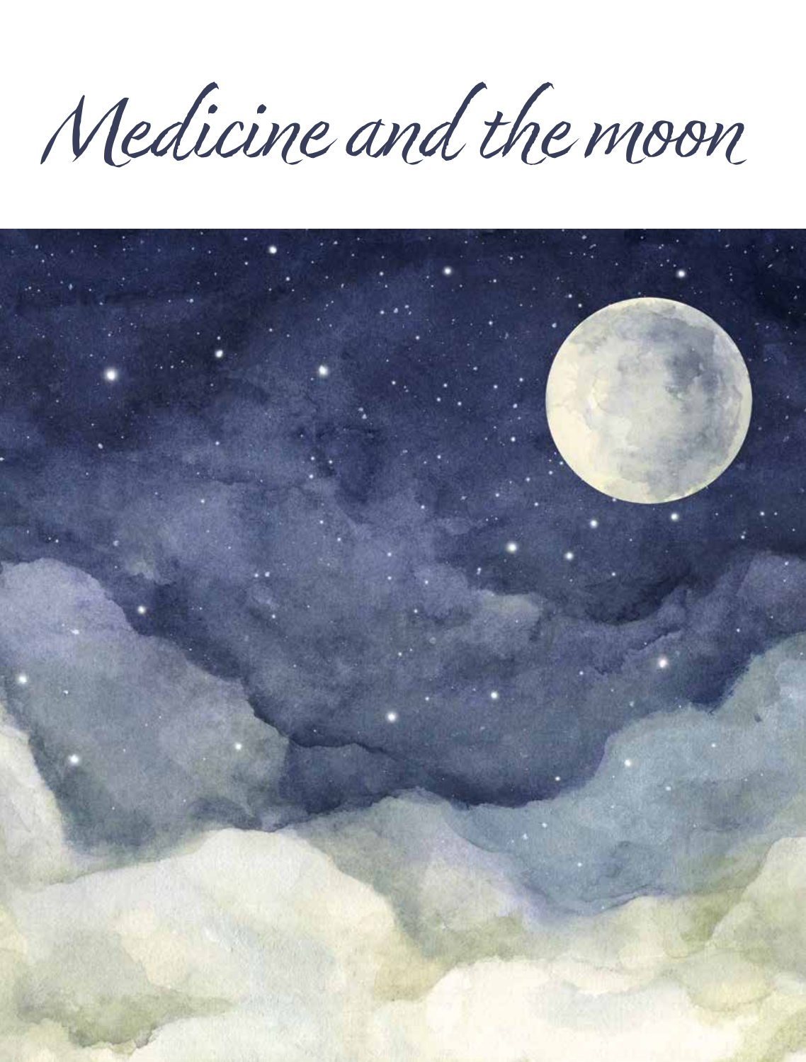# Medicine and the moon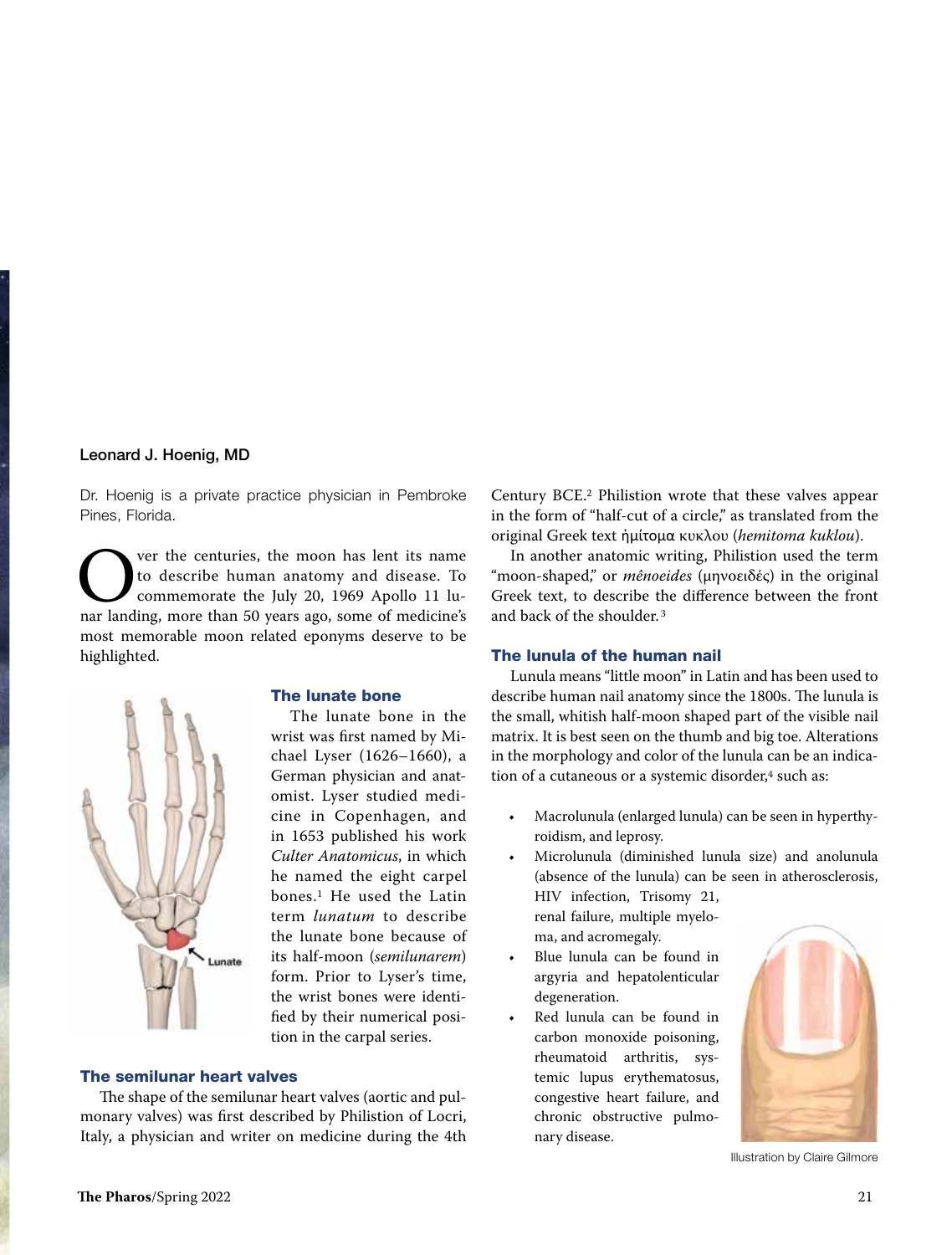Leonard J. Hoenig, MD

Dr. Hoenig is a private practice physician in Pembroke Pines, Florida.

Over the centuries, the moon has lent its name to describe human anatomy and disease. To commemorate the July 20, 1969 Apollo 11 lunar landing, more than 50 years ago, some of medicine's most memorable moon related eponyms deserve to be highlighted.

## The lunate bone

The lunate bone in the wrist was first named by Michael Lyser (1626–1660), a German physician and anatomist. Lyser studied medicine in Copenhagen, and in 1653 published his work *Culter Anatomicus*, in which he named the eight carpel bones.[1] He used the Latin term *lunatum* to describe the lunate bone because of its half-moon (*semilunarem*) form. Prior to Lyser's time, the wrist bones were identified by their numerical position in the carpal series.

Lunate

## The semilunar heart valves

The shape of the semilunar heart valves (aortic and pulmonary valves) was first described by Philistion of Locri, Italy, a physician and writer on medicine during the 4th Century BCE.[2] Philistion wrote that these valves appear in the form of "half-cut of a circle," as translated from the original Greek text ἡμίτομα κυκλου (*hemitoma kuklou*).

In another anatomic writing, Philistion used the term "moon-shaped," or *mênoeides* (μηνοειδές) in the original Greek text, to describe the difference between the front and back of the shoulder.[3]

## The lunula of the human nail

Lunula means "little moon" in Latin and has been used to describe human nail anatomy since the 1800s. The lunula is the small, whitish half-moon shaped part of the visible nail matrix. It is best seen on the thumb and big toe. Alterations in the morphology and color of the lunula can be an indication of a cutaneous or a systemic disorder,[4] such as:

- Macrolunula (enlarged lunula) can be seen in hyperthyroidism, and leprosy.
- Microlunula (diminished lunula size) and anolunula (absence of the lunula) can be seen in atherosclerosis, HIV infection, Trisomy 21, renal failure, multiple myeloma, and acromegaly.
- Blue lunula can be found in argyria and hepatolenticular degeneration.
- Red lunula can be found in carbon monoxide poisoning, rheumatoid arthritis, systemic lupus erythematosus, congestive heart failure, and chronic obstructive pulmonary disease.

Illustration by Claire Gilmore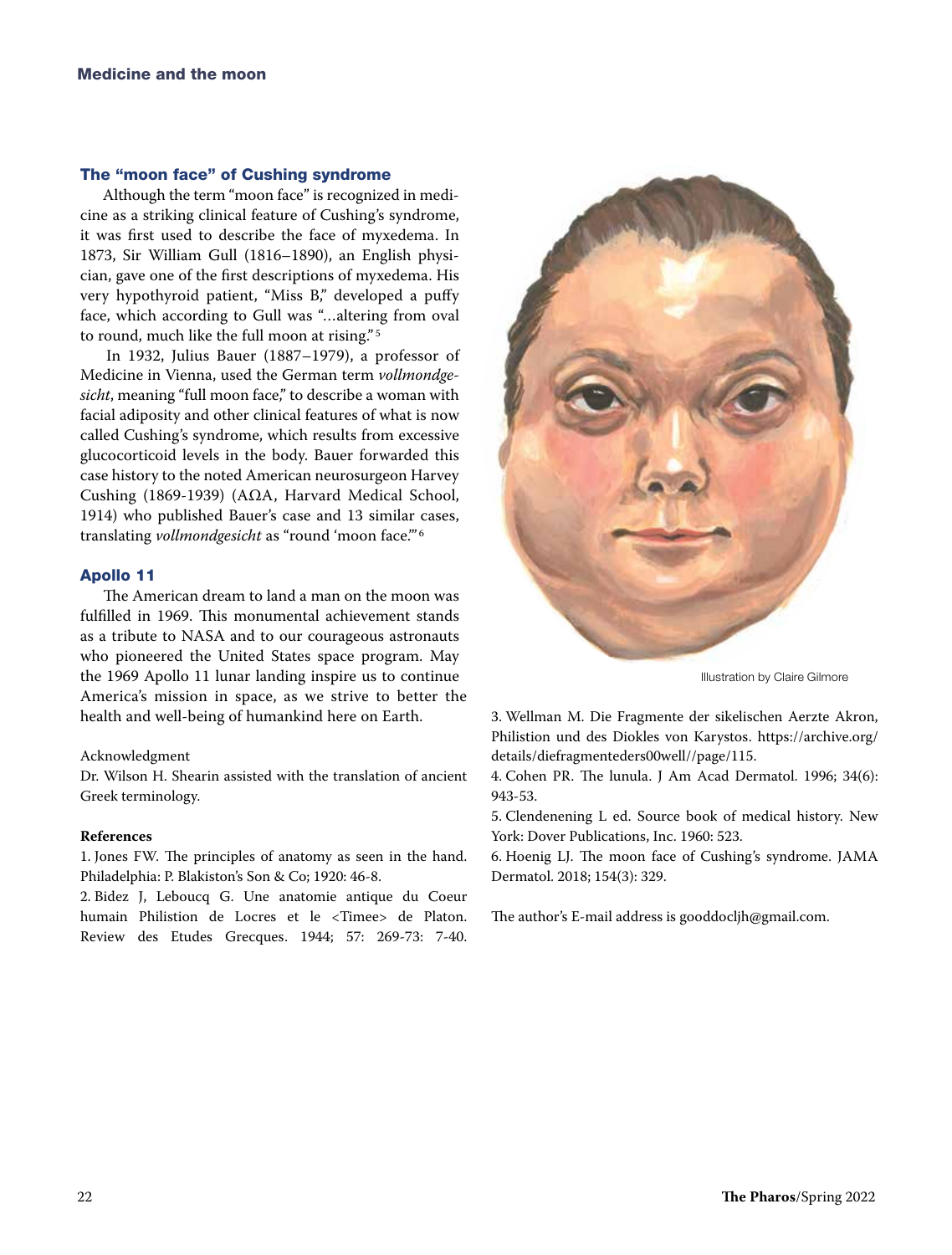## The "moon face" of Cushing syndrome

Although the term "moon face" is recognized in medicine as a striking clinical feature of Cushing's syndrome, it was first used to describe the face of myxedema. In 1873, Sir William Gull (1816–1890), an English physician, gave one of the first descriptions of myxedema. His very hypothyroid patient, "Miss B," developed a puffy face, which according to Gull was "...altering from oval to round, much like the full moon at rising."[5]

In 1932, Julius Bauer (1887–1979), a professor of Medicine in Vienna, used the German term *vollmondgesicht*, meaning "full moon face," to describe a woman with facial adiposity and other clinical features of what is now called Cushing's syndrome, which results from excessive glucocorticoid levels in the body. Bauer forwarded this case history to the noted American neurosurgeon Harvey Cushing (1869-1939) (AΩA, Harvard Medical School, 1914) who published Bauer's case and 13 similar cases, translating *vollmondgesicht* as "round 'moon face.'"[6]

## Apollo 11

The American dream to land a man on the moon was fulfilled in 1969. This monumental achievement stands as a tribute to NASA and to our courageous astronauts who pioneered the United States space program. May the 1969 Apollo 11 lunar landing inspire us to continue America's mission in space, as we strive to better the health and well-being of humankind here on Earth.

Illustration by Claire Gilmore

Acknowledgment

Dr. Wilson H. Shearin assisted with the translation of ancient Greek terminology.

**References**

1. Jones FW. The principles of anatomy as seen in the hand. Philadelphia: P. Blakiston's Son & Co; 1920: 46-8.
2. Bidez J, Leboucq G. Une anatomie antique du Coeur humain Philistion de Locres et le <Timee> de Platon. Review des Etudes Grecques. 1944; 57: 269-73: 7-40.
3. Wellman M. Die Fragmente der sikelischen Aerzte Akron, Philistion und des Diokles von Karystos. https://archive.org/details/diefragmenteders00well//page/115.
4. Cohen PR. The lunula. J Am Acad Dermatol. 1996; 34(6): 943-53.
5. Clendenening L ed. Source book of medical history. New York: Dover Publications, Inc. 1960: 523.
6. Hoenig LJ. The moon face of Cushing's syndrome. JAMA Dermatol. 2018; 154(3): 329.

The author's E-mail address is gooddocljh@gmail.com.